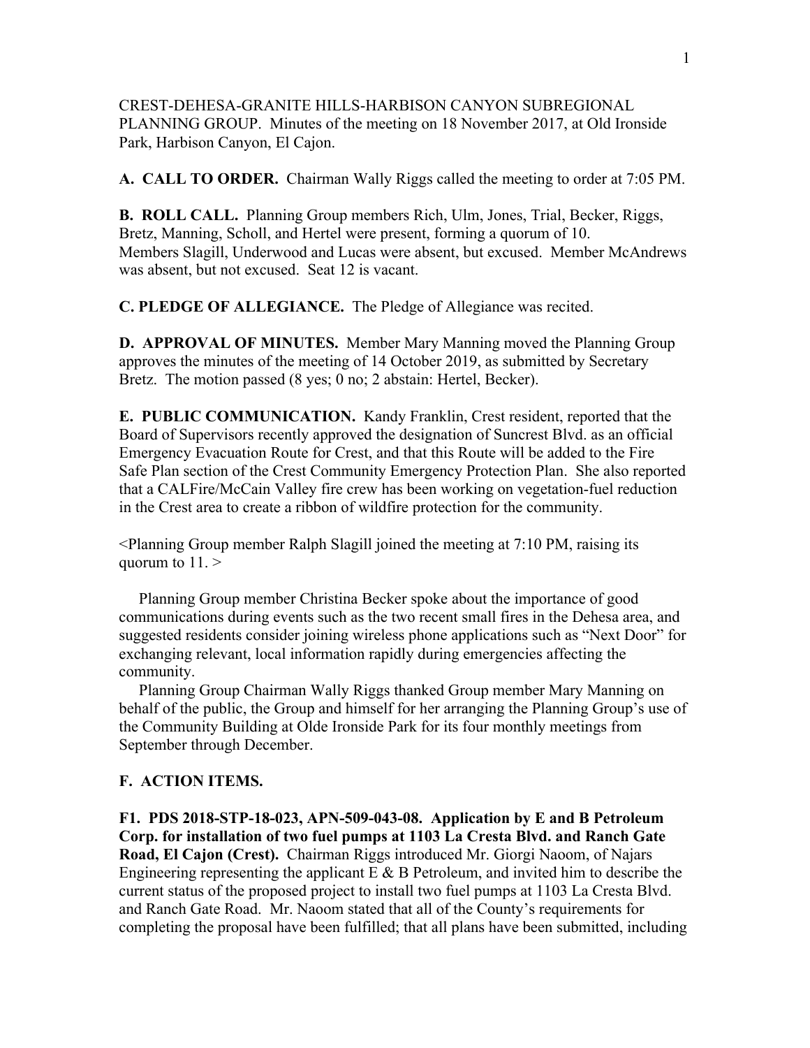CREST-DEHESA-GRANITE HILLS-HARBISON CANYON SUBREGIONAL PLANNING GROUP. Minutes of the meeting on 18 November 2017, at Old Ironside Park, Harbison Canyon, El Cajon.

**A. CALL TO ORDER.** Chairman Wally Riggs called the meeting to order at 7:05 PM.

**B. ROLL CALL.** Planning Group members Rich, Ulm, Jones, Trial, Becker, Riggs, Bretz, Manning, Scholl, and Hertel were present, forming a quorum of 10. Members Slagill, Underwood and Lucas were absent, but excused. Member McAndrews was absent, but not excused. Seat 12 is vacant.

**C. PLEDGE OF ALLEGIANCE.** The Pledge of Allegiance was recited.

**D. APPROVAL OF MINUTES.** Member Mary Manning moved the Planning Group approves the minutes of the meeting of 14 October 2019, as submitted by Secretary Bretz. The motion passed (8 yes; 0 no; 2 abstain: Hertel, Becker).

**E. PUBLIC COMMUNICATION.** Kandy Franklin, Crest resident, reported that the Board of Supervisors recently approved the designation of Suncrest Blvd. as an official Emergency Evacuation Route for Crest, and that this Route will be added to the Fire Safe Plan section of the Crest Community Emergency Protection Plan. She also reported that a CALFire/McCain Valley fire crew has been working on vegetation-fuel reduction in the Crest area to create a ribbon of wildfire protection for the community.

<Planning Group member Ralph Slagill joined the meeting at 7:10 PM, raising its quorum to 11. >

Planning Group member Christina Becker spoke about the importance of good communications during events such as the two recent small fires in the Dehesa area, and suggested residents consider joining wireless phone applications such as "Next Door" for exchanging relevant, local information rapidly during emergencies affecting the community.

Planning Group Chairman Wally Riggs thanked Group member Mary Manning on behalf of the public, the Group and himself for her arranging the Planning Group's use of the Community Building at Olde Ironside Park for its four monthly meetings from September through December.

**F. ACTION ITEMS.**

**F1. PDS 2018-STP-18-023, APN-509-043-08. Application by E and B Petroleum Corp. for installation of two fuel pumps at 1103 La Cresta Blvd. and Ranch Gate Road, El Cajon (Crest).** Chairman Riggs introduced Mr. Giorgi Naoom, of Najars Engineering representing the applicant E & B Petroleum, and invited him to describe the current status of the proposed project to install two fuel pumps at 1103 La Cresta Blvd. and Ranch Gate Road. Mr. Naoom stated that all of the County's requirements for completing the proposal have been fulfilled; that all plans have been submitted, including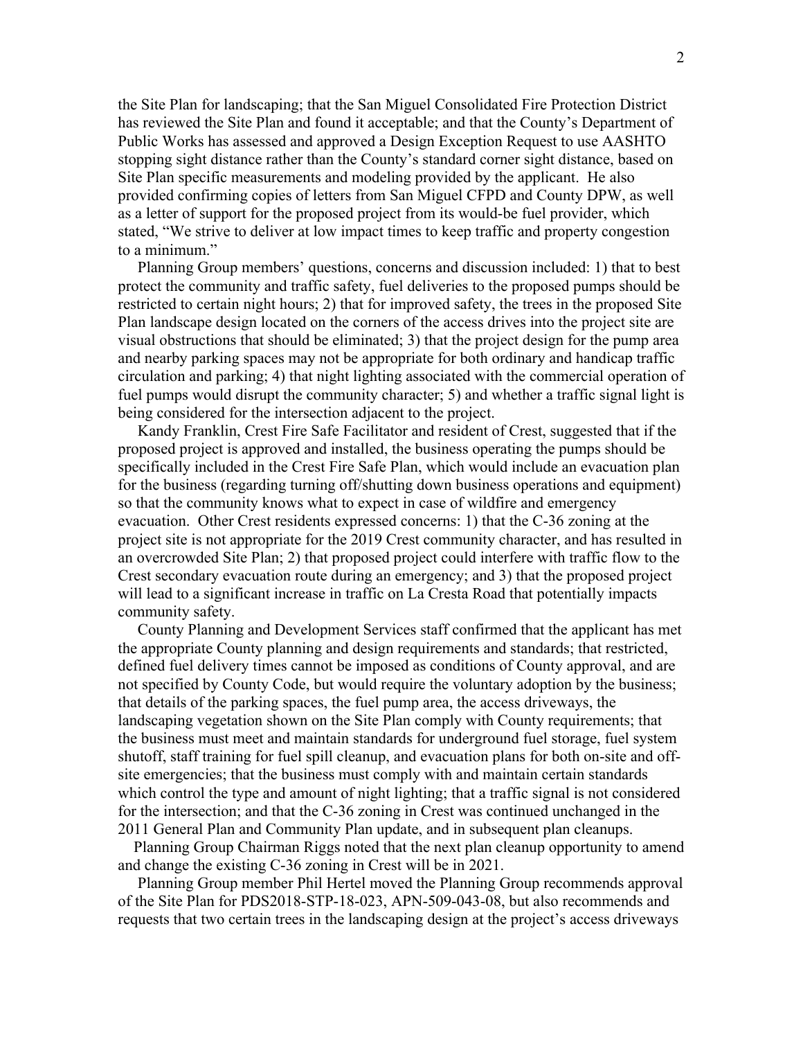the Site Plan for landscaping; that the San Miguel Consolidated Fire Protection District has reviewed the Site Plan and found it acceptable; and that the County's Department of Public Works has assessed and approved a Design Exception Request to use AASHTO stopping sight distance rather than the County's standard corner sight distance, based on Site Plan specific measurements and modeling provided by the applicant. He also provided confirming copies of letters from San Miguel CFPD and County DPW, as well as a letter of support for the proposed project from its would-be fuel provider, which stated, "We strive to deliver at low impact times to keep traffic and property congestion to a minimum."

Planning Group members' questions, concerns and discussion included: 1) that to best protect the community and traffic safety, fuel deliveries to the proposed pumps should be restricted to certain night hours; 2) that for improved safety, the trees in the proposed Site Plan landscape design located on the corners of the access drives into the project site are visual obstructions that should be eliminated; 3) that the project design for the pump area and nearby parking spaces may not be appropriate for both ordinary and handicap traffic circulation and parking; 4) that night lighting associated with the commercial operation of fuel pumps would disrupt the community character; 5) and whether a traffic signal light is being considered for the intersection adjacent to the project.

Kandy Franklin, Crest Fire Safe Facilitator and resident of Crest, suggested that if the proposed project is approved and installed, the business operating the pumps should be specifically included in the Crest Fire Safe Plan, which would include an evacuation plan for the business (regarding turning off/shutting down business operations and equipment) so that the community knows what to expect in case of wildfire and emergency evacuation. Other Crest residents expressed concerns: 1) that the C-36 zoning at the project site is not appropriate for the 2019 Crest community character, and has resulted in an overcrowded Site Plan; 2) that proposed project could interfere with traffic flow to the Crest secondary evacuation route during an emergency; and 3) that the proposed project will lead to a significant increase in traffic on La Cresta Road that potentially impacts community safety.

County Planning and Development Services staff confirmed that the applicant has met the appropriate County planning and design requirements and standards; that restricted, defined fuel delivery times cannot be imposed as conditions of County approval, and are not specified by County Code, but would require the voluntary adoption by the business; that details of the parking spaces, the fuel pump area, the access driveways, the landscaping vegetation shown on the Site Plan comply with County requirements; that the business must meet and maintain standards for underground fuel storage, fuel system shutoff, staff training for fuel spill cleanup, and evacuation plans for both on-site and off-site emergencies; that the business must comply with and maintain certain standards which control the type and amount of night lighting; that a traffic signal is not considered for the intersection; and that the C-36 zoning in Crest was continued unchanged in the 2011 General Plan and Community Plan update, and in subsequent plan cleanups.

Planning Group Chairman Riggs noted that the next plan cleanup opportunity to amend and change the existing C-36 zoning in Crest will be in 2021.

Planning Group member Phil Hertel moved the Planning Group recommends approval of the Site Plan for PDS2018-STP-18-023, APN-509-043-08, but also recommends and requests that two certain trees in the landscaping design at the project's access driveways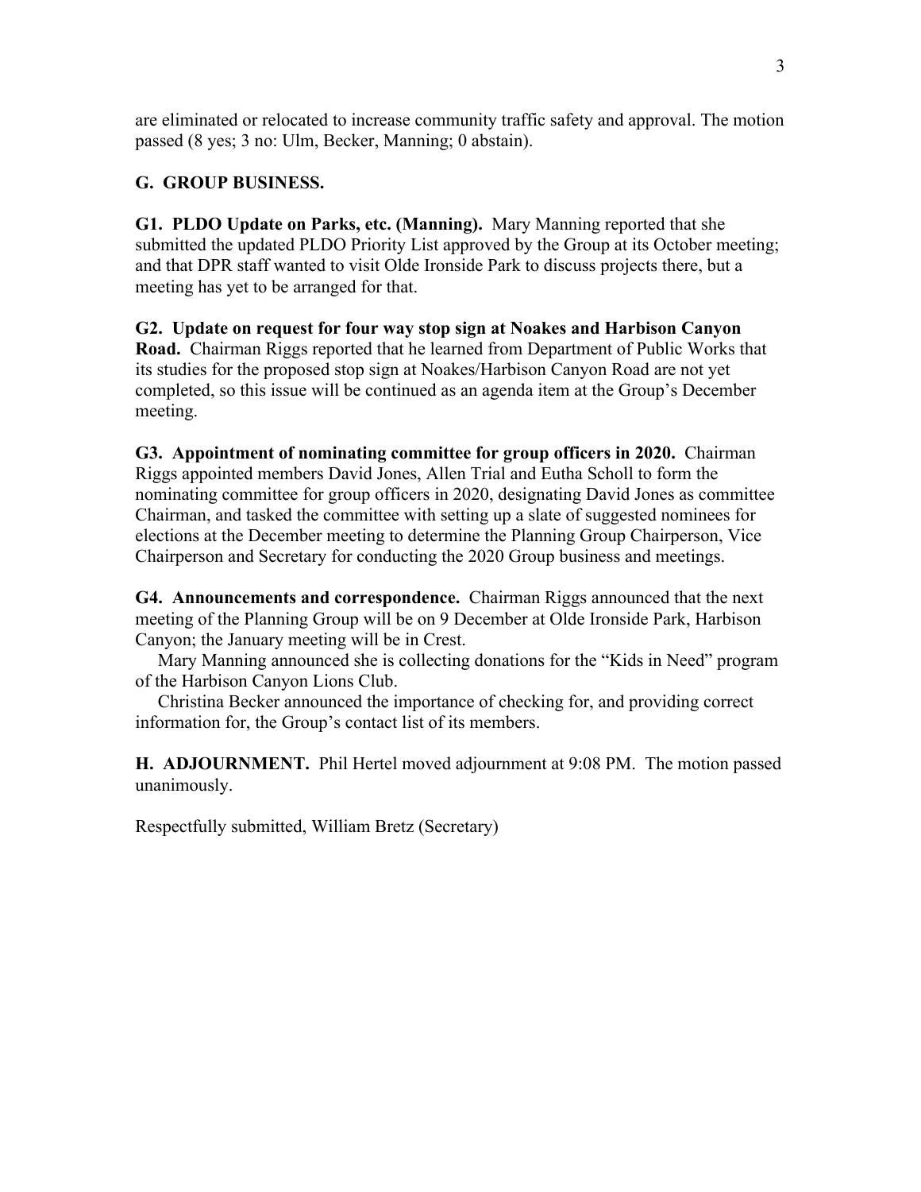are eliminated or relocated to increase community traffic safety and approval. The motion passed (8 yes; 3 no: Ulm, Becker, Manning; 0 abstain).

**G. GROUP BUSINESS.**

**G1. PLDO Update on Parks, etc. (Manning).** Mary Manning reported that she submitted the updated PLDO Priority List approved by the Group at its October meeting; and that DPR staff wanted to visit Olde Ironside Park to discuss projects there, but a meeting has yet to be arranged for that.

**G2. Update on request for four way stop sign at Noakes and Harbison Canyon Road.** Chairman Riggs reported that he learned from Department of Public Works that its studies for the proposed stop sign at Noakes/Harbison Canyon Road are not yet completed, so this issue will be continued as an agenda item at the Group's December meeting.

**G3. Appointment of nominating committee for group officers in 2020.** Chairman Riggs appointed members David Jones, Allen Trial and Eutha Scholl to form the nominating committee for group officers in 2020, designating David Jones as committee Chairman, and tasked the committee with setting up a slate of suggested nominees for elections at the December meeting to determine the Planning Group Chairperson, Vice Chairperson and Secretary for conducting the 2020 Group business and meetings.

**G4. Announcements and correspondence.** Chairman Riggs announced that the next meeting of the Planning Group will be on 9 December at Olde Ironside Park, Harbison Canyon; the January meeting will be in Crest.

Mary Manning announced she is collecting donations for the "Kids in Need" program of the Harbison Canyon Lions Club.

Christina Becker announced the importance of checking for, and providing correct information for, the Group's contact list of its members.

**H. ADJOURNMENT.** Phil Hertel moved adjournment at 9:08 PM. The motion passed unanimously.

Respectfully submitted, William Bretz (Secretary)